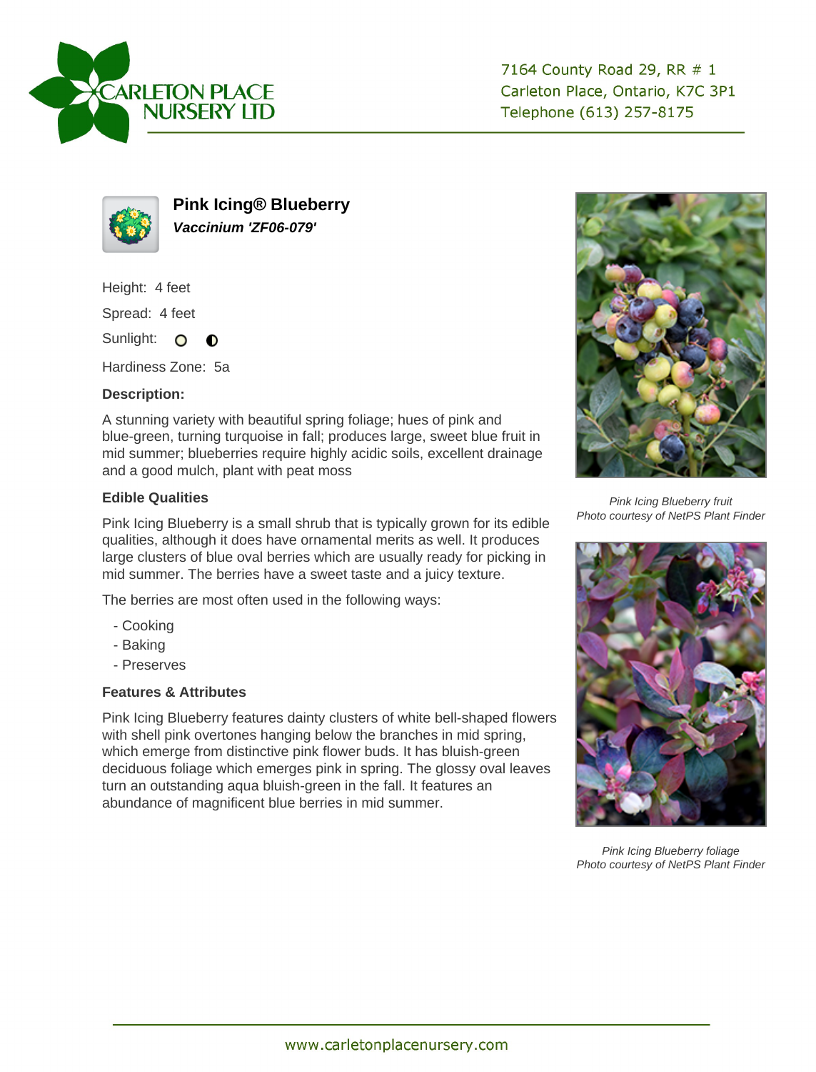CARLETON PLACE NURSERY LTD

7164 County Road 29, RR # 1
Carleton Place, Ontario, K7C 3P1
Telephone (613) 257-8175

# Pink Icing® Blueberry

***Vaccinium 'ZF06-079'***

Height: 4 feet

Spread: 4 feet

Sunlight: ○ ◐

Hardiness Zone: 5a

### Description:

A stunning variety with beautiful spring foliage; hues of pink and blue-green, turning turquoise in fall; produces large, sweet blue fruit in mid summer; blueberries require highly acidic soils, excellent drainage and a good mulch, plant with peat moss

### Edible Qualities

Pink Icing Blueberry is a small shrub that is typically grown for its edible qualities, although it does have ornamental merits as well. It produces large clusters of blue oval berries which are usually ready for picking in mid summer. The berries have a sweet taste and a juicy texture.

The berries are most often used in the following ways:

- Cooking
- Baking
- Preserves

### Features & Attributes

Pink Icing Blueberry features dainty clusters of white bell-shaped flowers with shell pink overtones hanging below the branches in mid spring, which emerge from distinctive pink flower buds. It has bluish-green deciduous foliage which emerges pink in spring. The glossy oval leaves turn an outstanding aqua bluish-green in the fall. It features an abundance of magnificent blue berries in mid summer.

*Pink Icing Blueberry fruit*
*Photo courtesy of NetPS Plant Finder*

*Pink Icing Blueberry foliage*
*Photo courtesy of NetPS Plant Finder*

www.carletonplacenursery.com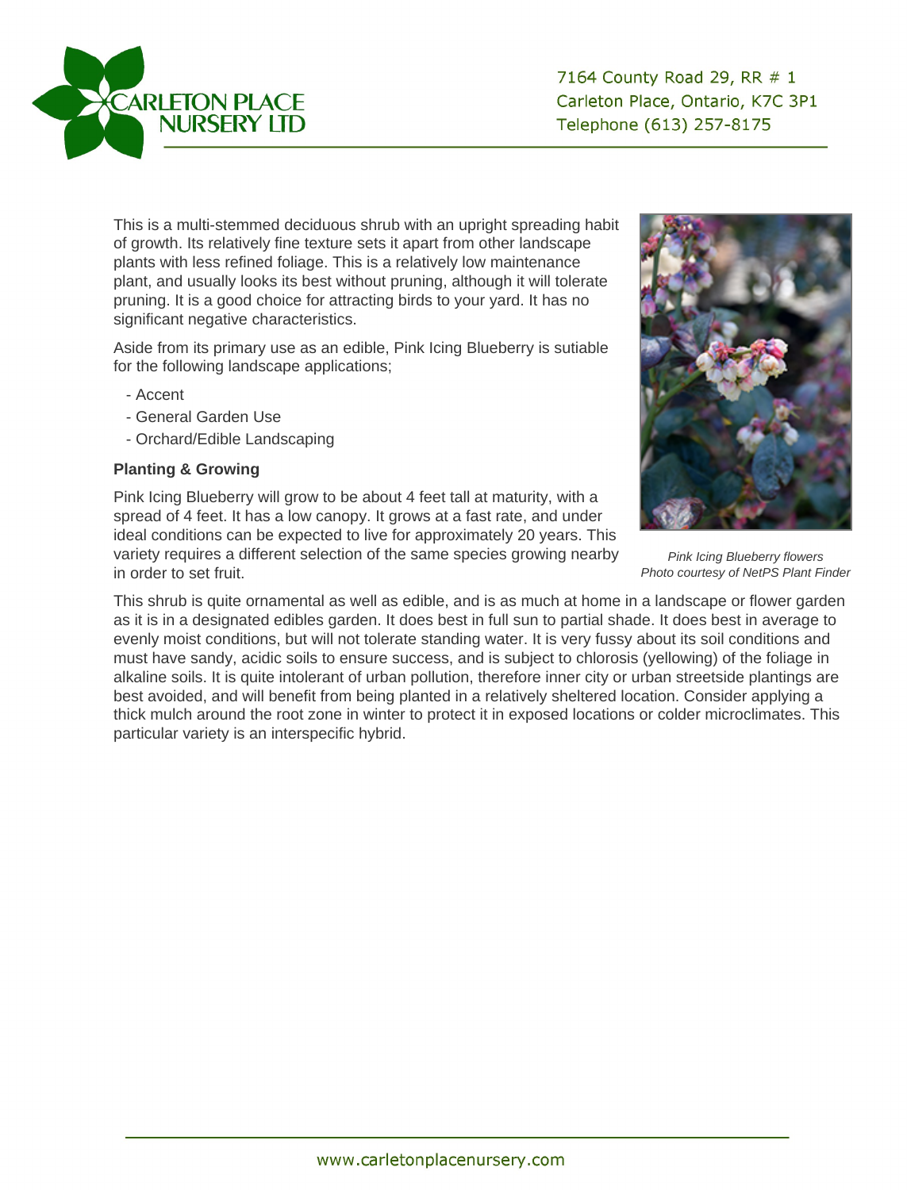This is a multi-stemmed deciduous shrub with an upright spreading habit of growth. Its relatively fine texture sets it apart from other landscape plants with less refined foliage. This is a relatively low maintenance plant, and usually looks its best without pruning, although it will tolerate pruning. It is a good choice for attracting birds to your yard. It has no significant negative characteristics.

Aside from its primary use as an edible, Pink Icing Blueberry is sutiable for the following landscape applications;

- Accent
- General Garden Use
- Orchard/Edible Landscaping

**Planting & Growing**

Pink Icing Blueberry will grow to be about 4 feet tall at maturity, with a spread of 4 feet. It has a low canopy. It grows at a fast rate, and under ideal conditions can be expected to live for approximately 20 years. This variety requires a different selection of the same species growing nearby in order to set fruit.

*Pink Icing Blueberry flowers*
*Photo courtesy of NetPS Plant Finder*

This shrub is quite ornamental as well as edible, and is as much at home in a landscape or flower garden as it is in a designated edibles garden. It does best in full sun to partial shade. It does best in average to evenly moist conditions, but will not tolerate standing water. It is very fussy about its soil conditions and must have sandy, acidic soils to ensure success, and is subject to chlorosis (yellowing) of the foliage in alkaline soils. It is quite intolerant of urban pollution, therefore inner city or urban streetside plantings are best avoided, and will benefit from being planted in a relatively sheltered location. Consider applying a thick mulch around the root zone in winter to protect it in exposed locations or colder microclimates. This particular variety is an interspecific hybrid.